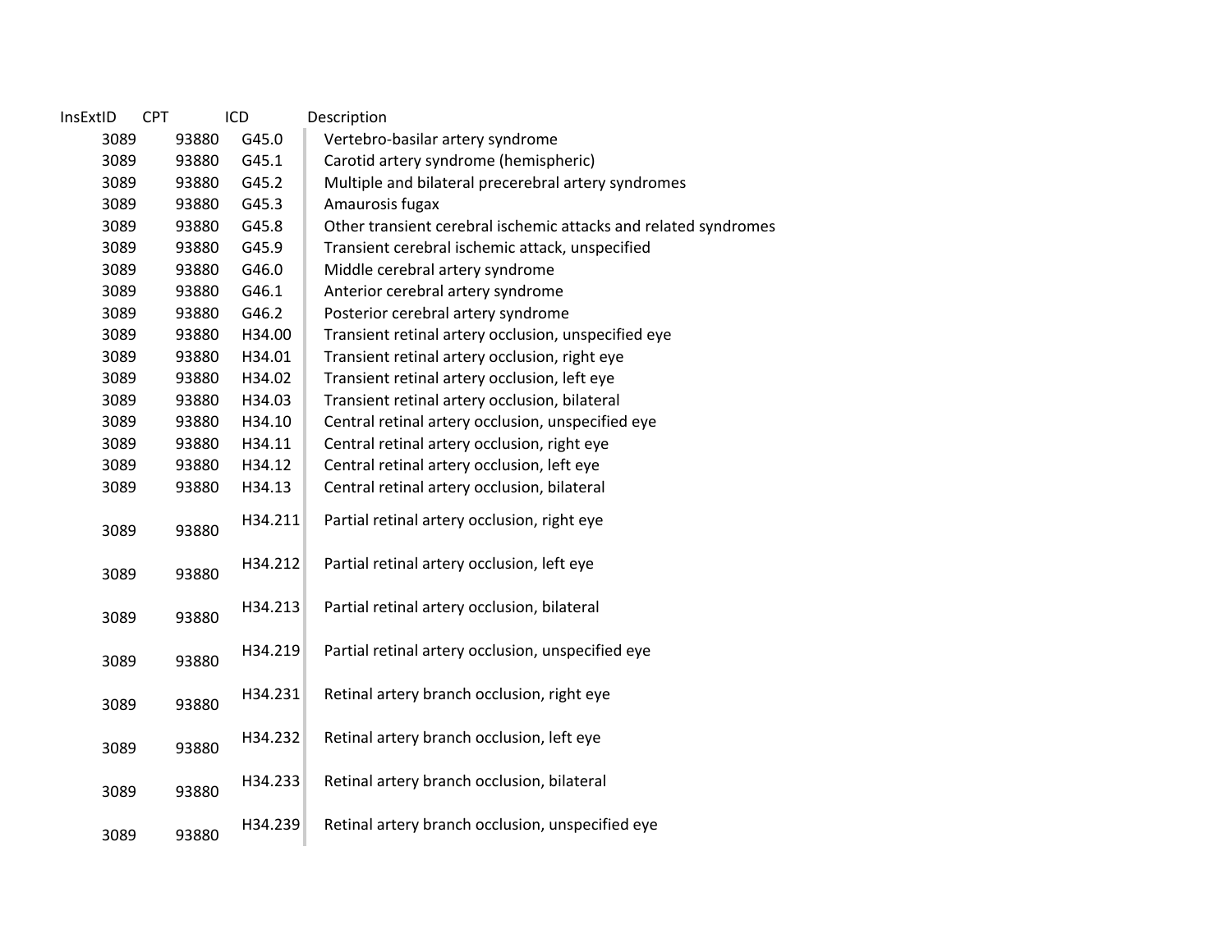| InsExtID | CPT | ICD | Description |
|---|---|---|---|
| 3089 | 93880 | G45.0 | Vertebro-basilar artery syndrome |
| 3089 | 93880 | G45.1 | Carotid artery syndrome (hemispheric) |
| 3089 | 93880 | G45.2 | Multiple and bilateral precerebral artery syndromes |
| 3089 | 93880 | G45.3 | Amaurosis fugax |
| 3089 | 93880 | G45.8 | Other transient cerebral ischemic attacks and related syndromes |
| 3089 | 93880 | G45.9 | Transient cerebral ischemic attack, unspecified |
| 3089 | 93880 | G46.0 | Middle cerebral artery syndrome |
| 3089 | 93880 | G46.1 | Anterior cerebral artery syndrome |
| 3089 | 93880 | G46.2 | Posterior cerebral artery syndrome |
| 3089 | 93880 | H34.00 | Transient retinal artery occlusion, unspecified eye |
| 3089 | 93880 | H34.01 | Transient retinal artery occlusion, right eye |
| 3089 | 93880 | H34.02 | Transient retinal artery occlusion, left eye |
| 3089 | 93880 | H34.03 | Transient retinal artery occlusion, bilateral |
| 3089 | 93880 | H34.10 | Central retinal artery occlusion, unspecified eye |
| 3089 | 93880 | H34.11 | Central retinal artery occlusion, right eye |
| 3089 | 93880 | H34.12 | Central retinal artery occlusion, left eye |
| 3089 | 93880 | H34.13 | Central retinal artery occlusion, bilateral |
| 3089 | 93880 | H34.211 | Partial retinal artery occlusion, right eye |
| 3089 | 93880 | H34.212 | Partial retinal artery occlusion, left eye |
| 3089 | 93880 | H34.213 | Partial retinal artery occlusion, bilateral |
| 3089 | 93880 | H34.219 | Partial retinal artery occlusion, unspecified eye |
| 3089 | 93880 | H34.231 | Retinal artery branch occlusion, right eye |
| 3089 | 93880 | H34.232 | Retinal artery branch occlusion, left eye |
| 3089 | 93880 | H34.233 | Retinal artery branch occlusion, bilateral |
| 3089 | 93880 | H34.239 | Retinal artery branch occlusion, unspecified eye |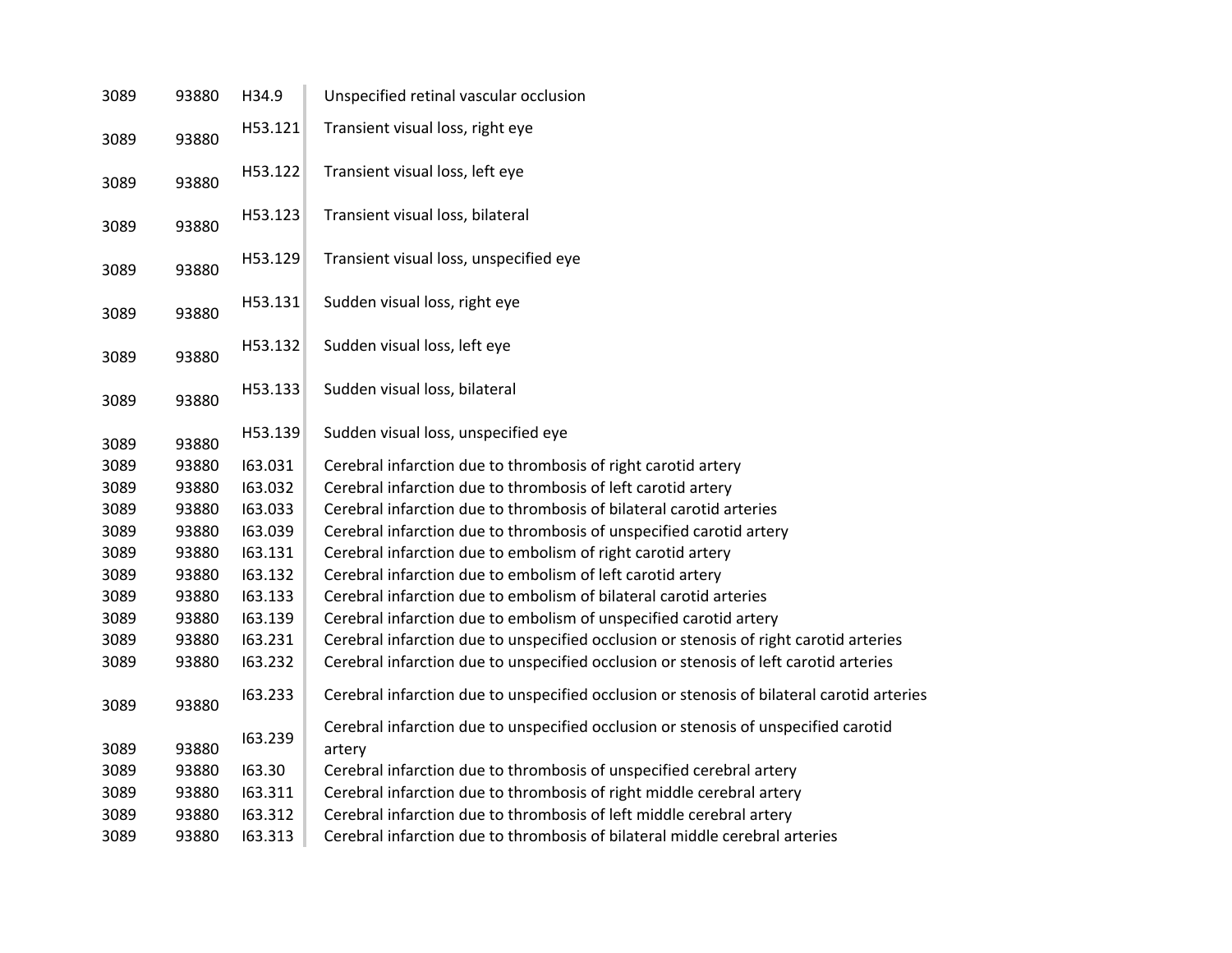| | | | |
|---|---|---|---|
| 3089 | 93880 | H34.9 | Unspecified retinal vascular occlusion |
| 3089 | 93880 | H53.121 | Transient visual loss, right eye |
| 3089 | 93880 | H53.122 | Transient visual loss, left eye |
| 3089 | 93880 | H53.123 | Transient visual loss, bilateral |
| 3089 | 93880 | H53.129 | Transient visual loss, unspecified eye |
| 3089 | 93880 | H53.131 | Sudden visual loss, right eye |
| 3089 | 93880 | H53.132 | Sudden visual loss, left eye |
| 3089 | 93880 | H53.133 | Sudden visual loss, bilateral |
| 3089 | 93880 | H53.139 | Sudden visual loss, unspecified eye |
| 3089 | 93880 | I63.031 | Cerebral infarction due to thrombosis of right carotid artery |
| 3089 | 93880 | I63.032 | Cerebral infarction due to thrombosis of left carotid artery |
| 3089 | 93880 | I63.033 | Cerebral infarction due to thrombosis of bilateral carotid arteries |
| 3089 | 93880 | I63.039 | Cerebral infarction due to thrombosis of unspecified carotid artery |
| 3089 | 93880 | I63.131 | Cerebral infarction due to embolism of right carotid artery |
| 3089 | 93880 | I63.132 | Cerebral infarction due to embolism of left carotid artery |
| 3089 | 93880 | I63.133 | Cerebral infarction due to embolism of bilateral carotid arteries |
| 3089 | 93880 | I63.139 | Cerebral infarction due to embolism of unspecified carotid artery |
| 3089 | 93880 | I63.231 | Cerebral infarction due to unspecified occlusion or stenosis of right carotid arteries |
| 3089 | 93880 | I63.232 | Cerebral infarction due to unspecified occlusion or stenosis of left carotid arteries |
| 3089 | 93880 | I63.233 | Cerebral infarction due to unspecified occlusion or stenosis of bilateral carotid arteries |
| 3089 | 93880 | I63.239 | Cerebral infarction due to unspecified occlusion or stenosis of unspecified carotid artery |
| 3089 | 93880 | I63.30 | Cerebral infarction due to thrombosis of unspecified cerebral artery |
| 3089 | 93880 | I63.311 | Cerebral infarction due to thrombosis of right middle cerebral artery |
| 3089 | 93880 | I63.312 | Cerebral infarction due to thrombosis of left middle cerebral artery |
| 3089 | 93880 | I63.313 | Cerebral infarction due to thrombosis of bilateral middle cerebral arteries |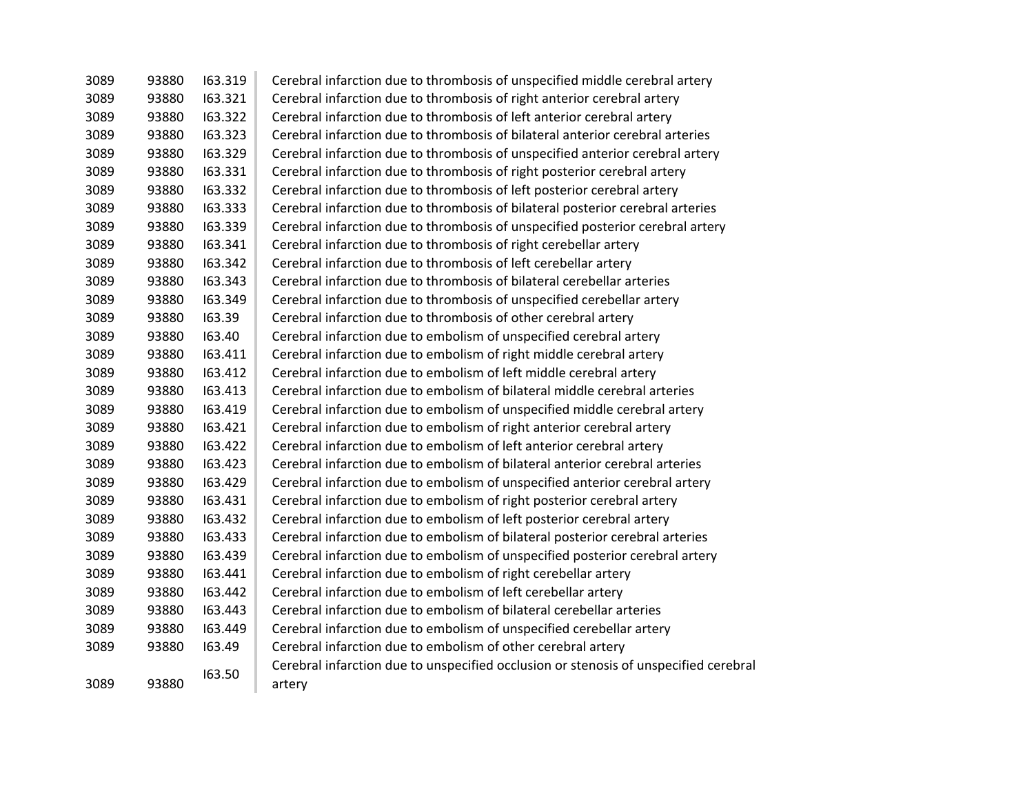| | | | |
|---|---|---|---|
| 3089 | 93880 | I63.319 | Cerebral infarction due to thrombosis of unspecified middle cerebral artery |
| 3089 | 93880 | I63.321 | Cerebral infarction due to thrombosis of right anterior cerebral artery |
| 3089 | 93880 | I63.322 | Cerebral infarction due to thrombosis of left anterior cerebral artery |
| 3089 | 93880 | I63.323 | Cerebral infarction due to thrombosis of bilateral anterior cerebral arteries |
| 3089 | 93880 | I63.329 | Cerebral infarction due to thrombosis of unspecified anterior cerebral artery |
| 3089 | 93880 | I63.331 | Cerebral infarction due to thrombosis of right posterior cerebral artery |
| 3089 | 93880 | I63.332 | Cerebral infarction due to thrombosis of left posterior cerebral artery |
| 3089 | 93880 | I63.333 | Cerebral infarction due to thrombosis of bilateral posterior cerebral arteries |
| 3089 | 93880 | I63.339 | Cerebral infarction due to thrombosis of unspecified posterior cerebral artery |
| 3089 | 93880 | I63.341 | Cerebral infarction due to thrombosis of right cerebellar artery |
| 3089 | 93880 | I63.342 | Cerebral infarction due to thrombosis of left cerebellar artery |
| 3089 | 93880 | I63.343 | Cerebral infarction due to thrombosis of bilateral cerebellar arteries |
| 3089 | 93880 | I63.349 | Cerebral infarction due to thrombosis of unspecified cerebellar artery |
| 3089 | 93880 | I63.39 | Cerebral infarction due to thrombosis of other cerebral artery |
| 3089 | 93880 | I63.40 | Cerebral infarction due to embolism of unspecified cerebral artery |
| 3089 | 93880 | I63.411 | Cerebral infarction due to embolism of right middle cerebral artery |
| 3089 | 93880 | I63.412 | Cerebral infarction due to embolism of left middle cerebral artery |
| 3089 | 93880 | I63.413 | Cerebral infarction due to embolism of bilateral middle cerebral arteries |
| 3089 | 93880 | I63.419 | Cerebral infarction due to embolism of unspecified middle cerebral artery |
| 3089 | 93880 | I63.421 | Cerebral infarction due to embolism of right anterior cerebral artery |
| 3089 | 93880 | I63.422 | Cerebral infarction due to embolism of left anterior cerebral artery |
| 3089 | 93880 | I63.423 | Cerebral infarction due to embolism of bilateral anterior cerebral arteries |
| 3089 | 93880 | I63.429 | Cerebral infarction due to embolism of unspecified anterior cerebral artery |
| 3089 | 93880 | I63.431 | Cerebral infarction due to embolism of right posterior cerebral artery |
| 3089 | 93880 | I63.432 | Cerebral infarction due to embolism of left posterior cerebral artery |
| 3089 | 93880 | I63.433 | Cerebral infarction due to embolism of bilateral posterior cerebral arteries |
| 3089 | 93880 | I63.439 | Cerebral infarction due to embolism of unspecified posterior cerebral artery |
| 3089 | 93880 | I63.441 | Cerebral infarction due to embolism of right cerebellar artery |
| 3089 | 93880 | I63.442 | Cerebral infarction due to embolism of left cerebellar artery |
| 3089 | 93880 | I63.443 | Cerebral infarction due to embolism of bilateral cerebellar arteries |
| 3089 | 93880 | I63.449 | Cerebral infarction due to embolism of unspecified cerebellar artery |
| 3089 | 93880 | I63.49 | Cerebral infarction due to embolism of other cerebral artery |
| 3089 | 93880 | I63.50 | Cerebral infarction due to unspecified occlusion or stenosis of unspecified cerebral artery |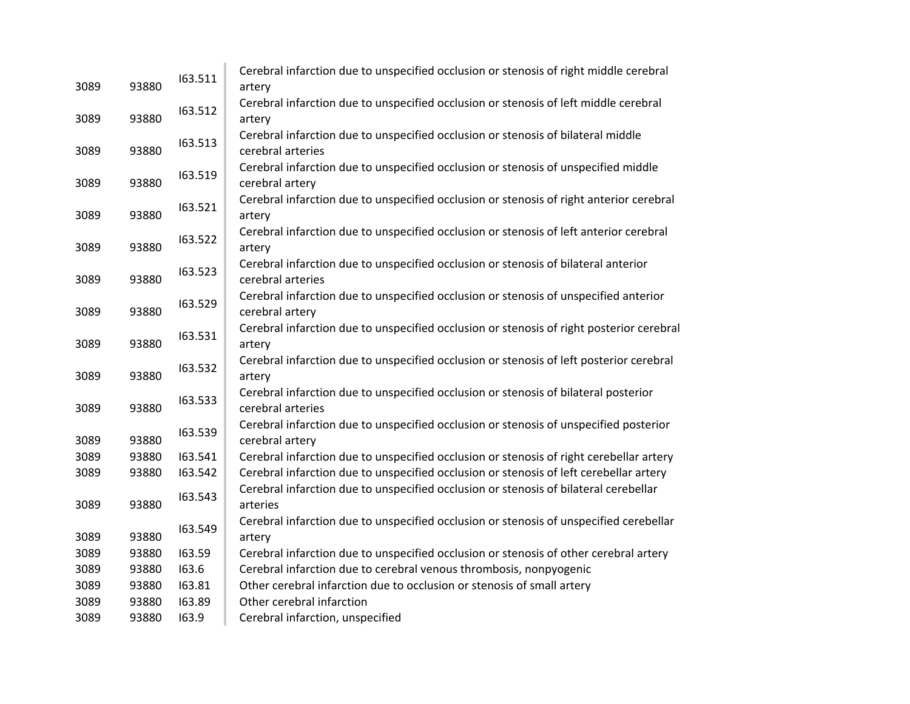| | | | |
|---|---|---|---|
| 3089 | 93880 | I63.511 | Cerebral infarction due to unspecified occlusion or stenosis of right middle cerebral artery |
| 3089 | 93880 | I63.512 | Cerebral infarction due to unspecified occlusion or stenosis of left middle cerebral artery |
| 3089 | 93880 | I63.513 | Cerebral infarction due to unspecified occlusion or stenosis of bilateral middle cerebral arteries |
| 3089 | 93880 | I63.519 | Cerebral infarction due to unspecified occlusion or stenosis of unspecified middle cerebral artery |
| 3089 | 93880 | I63.521 | Cerebral infarction due to unspecified occlusion or stenosis of right anterior cerebral artery |
| 3089 | 93880 | I63.522 | Cerebral infarction due to unspecified occlusion or stenosis of left anterior cerebral artery |
| 3089 | 93880 | I63.523 | Cerebral infarction due to unspecified occlusion or stenosis of bilateral anterior cerebral arteries |
| 3089 | 93880 | I63.529 | Cerebral infarction due to unspecified occlusion or stenosis of unspecified anterior cerebral artery |
| 3089 | 93880 | I63.531 | Cerebral infarction due to unspecified occlusion or stenosis of right posterior cerebral artery |
| 3089 | 93880 | I63.532 | Cerebral infarction due to unspecified occlusion or stenosis of left posterior cerebral artery |
| 3089 | 93880 | I63.533 | Cerebral infarction due to unspecified occlusion or stenosis of bilateral posterior cerebral arteries |
| 3089 | 93880 | I63.539 | Cerebral infarction due to unspecified occlusion or stenosis of unspecified posterior cerebral artery |
| 3089 | 93880 | I63.541 | Cerebral infarction due to unspecified occlusion or stenosis of right cerebellar artery |
| 3089 | 93880 | I63.542 | Cerebral infarction due to unspecified occlusion or stenosis of left cerebellar artery |
| 3089 | 93880 | I63.543 | Cerebral infarction due to unspecified occlusion or stenosis of bilateral cerebellar arteries |
| 3089 | 93880 | I63.549 | Cerebral infarction due to unspecified occlusion or stenosis of unspecified cerebellar artery |
| 3089 | 93880 | I63.59 | Cerebral infarction due to unspecified occlusion or stenosis of other cerebral artery |
| 3089 | 93880 | I63.6 | Cerebral infarction due to cerebral venous thrombosis, nonpyogenic |
| 3089 | 93880 | I63.81 | Other cerebral infarction due to occlusion or stenosis of small artery |
| 3089 | 93880 | I63.89 | Other cerebral infarction |
| 3089 | 93880 | I63.9 | Cerebral infarction, unspecified |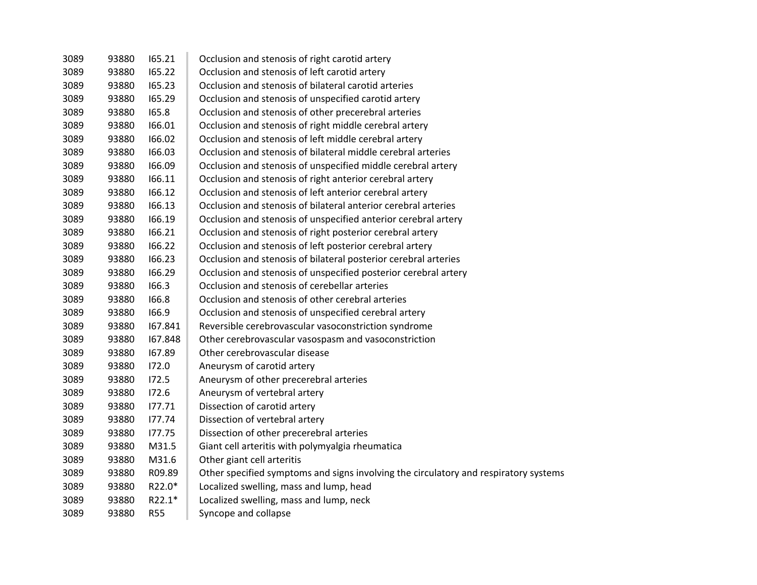| | | | |
|---|---|---|---|
| 3089 | 93880 | I65.21 | Occlusion and stenosis of right carotid artery |
| 3089 | 93880 | I65.22 | Occlusion and stenosis of left carotid artery |
| 3089 | 93880 | I65.23 | Occlusion and stenosis of bilateral carotid arteries |
| 3089 | 93880 | I65.29 | Occlusion and stenosis of unspecified carotid artery |
| 3089 | 93880 | I65.8 | Occlusion and stenosis of other precerebral arteries |
| 3089 | 93880 | I66.01 | Occlusion and stenosis of right middle cerebral artery |
| 3089 | 93880 | I66.02 | Occlusion and stenosis of left middle cerebral artery |
| 3089 | 93880 | I66.03 | Occlusion and stenosis of bilateral middle cerebral arteries |
| 3089 | 93880 | I66.09 | Occlusion and stenosis of unspecified middle cerebral artery |
| 3089 | 93880 | I66.11 | Occlusion and stenosis of right anterior cerebral artery |
| 3089 | 93880 | I66.12 | Occlusion and stenosis of left anterior cerebral artery |
| 3089 | 93880 | I66.13 | Occlusion and stenosis of bilateral anterior cerebral arteries |
| 3089 | 93880 | I66.19 | Occlusion and stenosis of unspecified anterior cerebral artery |
| 3089 | 93880 | I66.21 | Occlusion and stenosis of right posterior cerebral artery |
| 3089 | 93880 | I66.22 | Occlusion and stenosis of left posterior cerebral artery |
| 3089 | 93880 | I66.23 | Occlusion and stenosis of bilateral posterior cerebral arteries |
| 3089 | 93880 | I66.29 | Occlusion and stenosis of unspecified posterior cerebral artery |
| 3089 | 93880 | I66.3 | Occlusion and stenosis of cerebellar arteries |
| 3089 | 93880 | I66.8 | Occlusion and stenosis of other cerebral arteries |
| 3089 | 93880 | I66.9 | Occlusion and stenosis of unspecified cerebral artery |
| 3089 | 93880 | I67.841 | Reversible cerebrovascular vasoconstriction syndrome |
| 3089 | 93880 | I67.848 | Other cerebrovascular vasospasm and vasoconstriction |
| 3089 | 93880 | I67.89 | Other cerebrovascular disease |
| 3089 | 93880 | I72.0 | Aneurysm of carotid artery |
| 3089 | 93880 | I72.5 | Aneurysm of other precerebral arteries |
| 3089 | 93880 | I72.6 | Aneurysm of vertebral artery |
| 3089 | 93880 | I77.71 | Dissection of carotid artery |
| 3089 | 93880 | I77.74 | Dissection of vertebral artery |
| 3089 | 93880 | I77.75 | Dissection of other precerebral arteries |
| 3089 | 93880 | M31.5 | Giant cell arteritis with polymyalgia rheumatica |
| 3089 | 93880 | M31.6 | Other giant cell arteritis |
| 3089 | 93880 | R09.89 | Other specified symptoms and signs involving the circulatory and respiratory systems |
| 3089 | 93880 | R22.0* | Localized swelling, mass and lump, head |
| 3089 | 93880 | R22.1* | Localized swelling, mass and lump, neck |
| 3089 | 93880 | R55 | Syncope and collapse |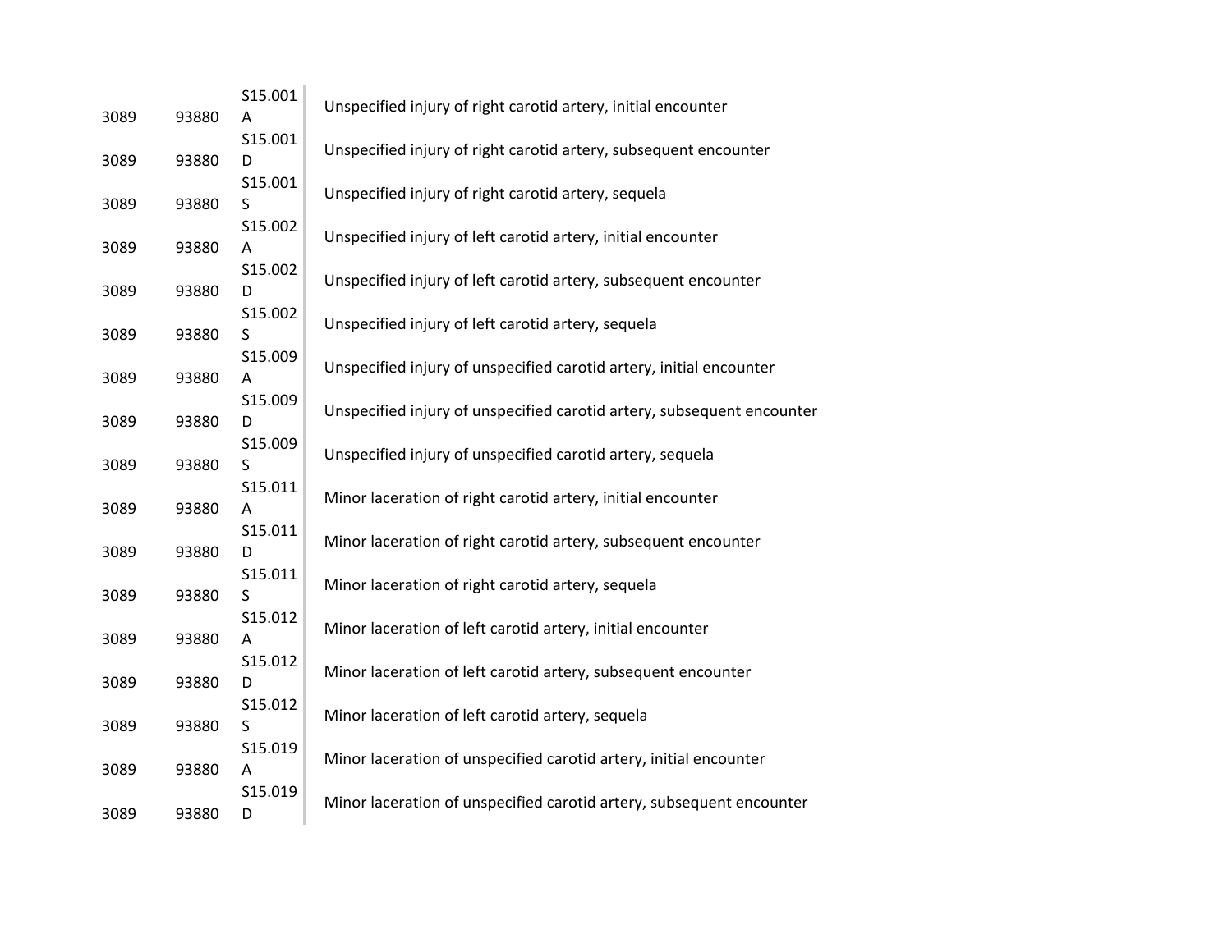| | | | |
|---|---|---|---|
| 3089 | 93880 | S15.001A | Unspecified injury of right carotid artery, initial encounter |
| 3089 | 93880 | S15.001D | Unspecified injury of right carotid artery, subsequent encounter |
| 3089 | 93880 | S15.001S | Unspecified injury of right carotid artery, sequela |
| 3089 | 93880 | S15.002A | Unspecified injury of left carotid artery, initial encounter |
| 3089 | 93880 | S15.002D | Unspecified injury of left carotid artery, subsequent encounter |
| 3089 | 93880 | S15.002S | Unspecified injury of left carotid artery, sequela |
| 3089 | 93880 | S15.009A | Unspecified injury of unspecified carotid artery, initial encounter |
| 3089 | 93880 | S15.009D | Unspecified injury of unspecified carotid artery, subsequent encounter |
| 3089 | 93880 | S15.009S | Unspecified injury of unspecified carotid artery, sequela |
| 3089 | 93880 | S15.011A | Minor laceration of right carotid artery, initial encounter |
| 3089 | 93880 | S15.011D | Minor laceration of right carotid artery, subsequent encounter |
| 3089 | 93880 | S15.011S | Minor laceration of right carotid artery, sequela |
| 3089 | 93880 | S15.012A | Minor laceration of left carotid artery, initial encounter |
| 3089 | 93880 | S15.012D | Minor laceration of left carotid artery, subsequent encounter |
| 3089 | 93880 | S15.012S | Minor laceration of left carotid artery, sequela |
| 3089 | 93880 | S15.019A | Minor laceration of unspecified carotid artery, initial encounter |
| 3089 | 93880 | S15.019D | Minor laceration of unspecified carotid artery, subsequent encounter |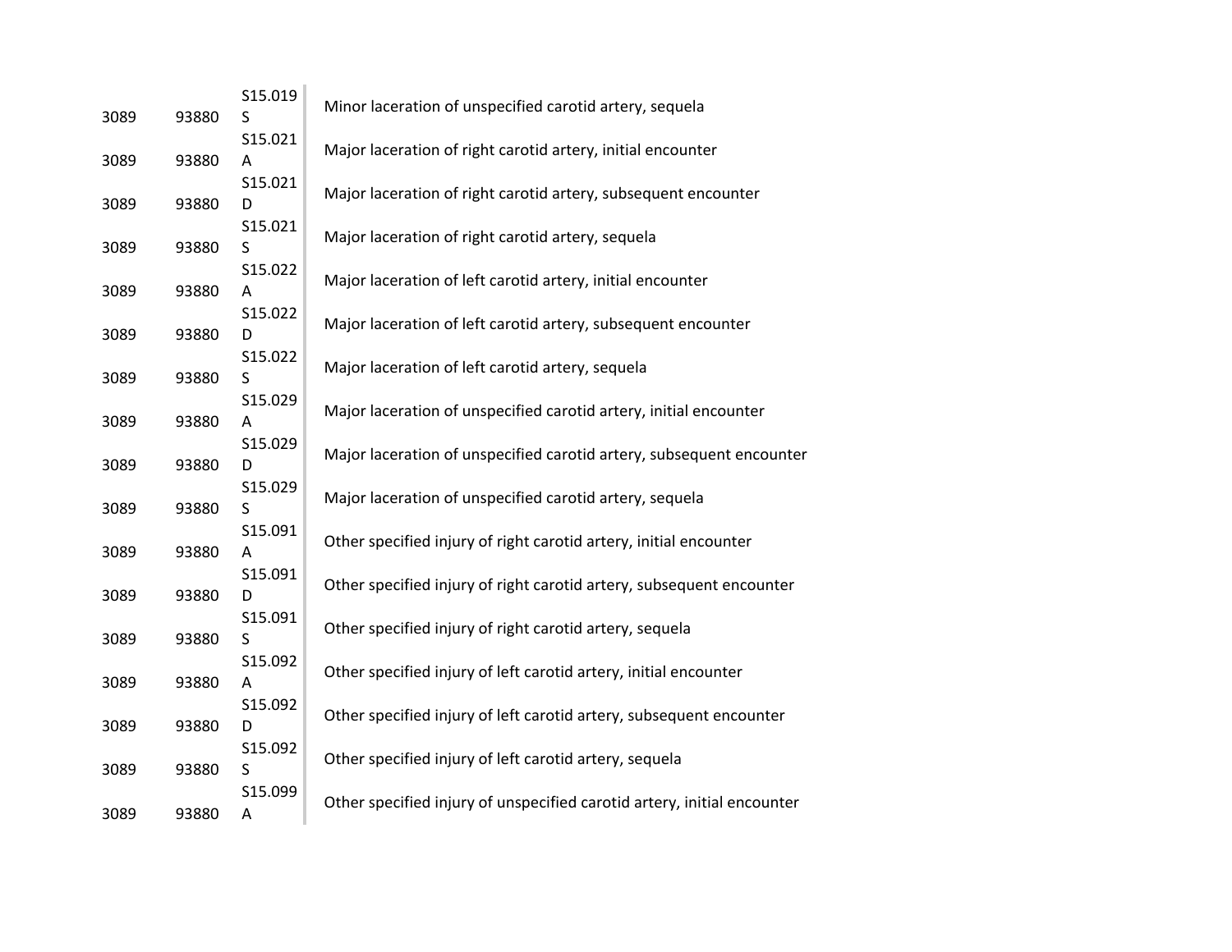| | | | |
|---|---|---|---|
| 3089 | 93880 | S15.019S | Minor laceration of unspecified carotid artery, sequela |
| 3089 | 93880 | S15.021A | Major laceration of right carotid artery, initial encounter |
| 3089 | 93880 | S15.021D | Major laceration of right carotid artery, subsequent encounter |
| 3089 | 93880 | S15.021S | Major laceration of right carotid artery, sequela |
| 3089 | 93880 | S15.022A | Major laceration of left carotid artery, initial encounter |
| 3089 | 93880 | S15.022D | Major laceration of left carotid artery, subsequent encounter |
| 3089 | 93880 | S15.022S | Major laceration of left carotid artery, sequela |
| 3089 | 93880 | S15.029A | Major laceration of unspecified carotid artery, initial encounter |
| 3089 | 93880 | S15.029D | Major laceration of unspecified carotid artery, subsequent encounter |
| 3089 | 93880 | S15.029S | Major laceration of unspecified carotid artery, sequela |
| 3089 | 93880 | S15.091A | Other specified injury of right carotid artery, initial encounter |
| 3089 | 93880 | S15.091D | Other specified injury of right carotid artery, subsequent encounter |
| 3089 | 93880 | S15.091S | Other specified injury of right carotid artery, sequela |
| 3089 | 93880 | S15.092A | Other specified injury of left carotid artery, initial encounter |
| 3089 | 93880 | S15.092D | Other specified injury of left carotid artery, subsequent encounter |
| 3089 | 93880 | S15.092S | Other specified injury of left carotid artery, sequela |
| 3089 | 93880 | S15.099A | Other specified injury of unspecified carotid artery, initial encounter |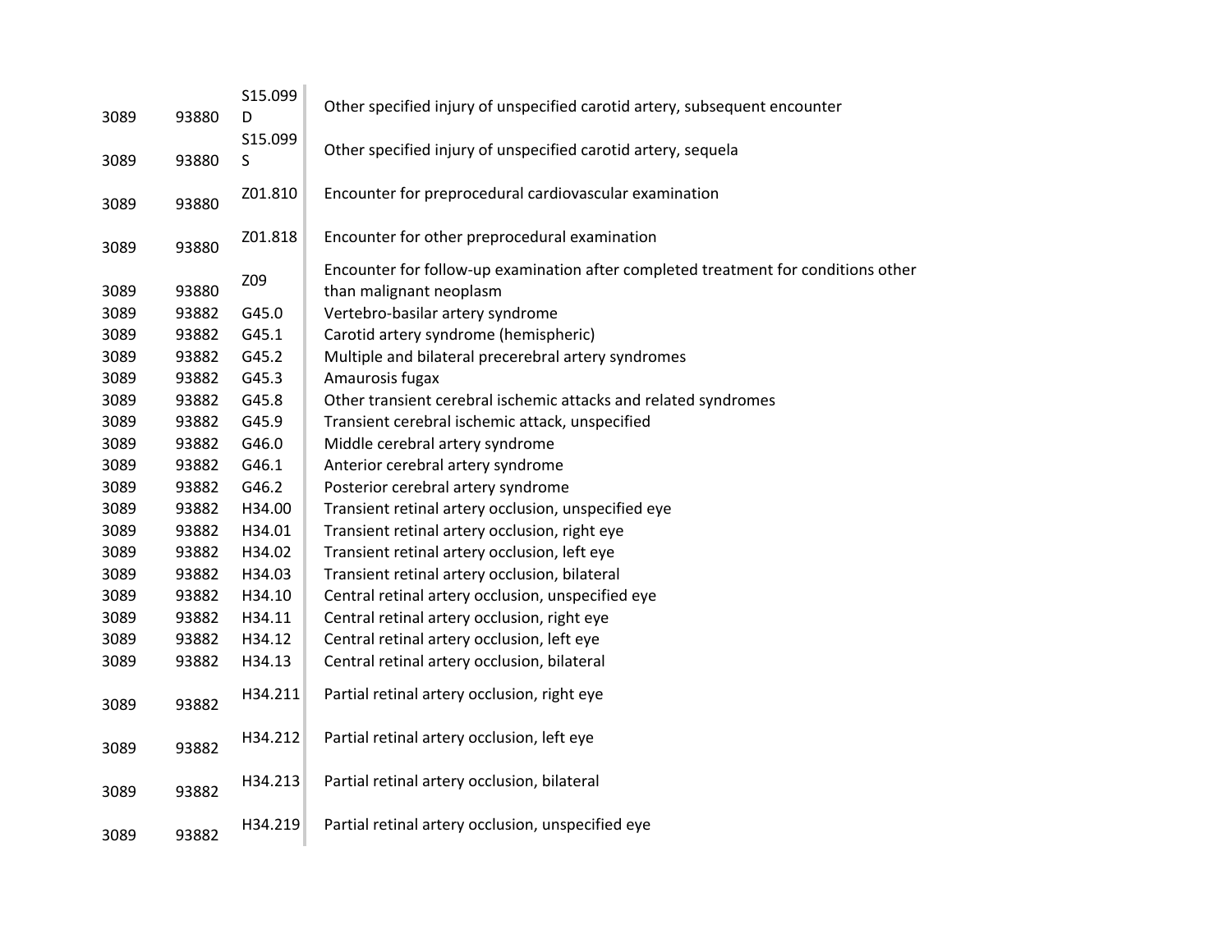| | | | |
|---|---|---|---|
| 3089 | 93880 | S15.099D | Other specified injury of unspecified carotid artery, subsequent encounter |
| 3089 | 93880 | S15.099S | Other specified injury of unspecified carotid artery, sequela |
| 3089 | 93880 | Z01.810 | Encounter for preprocedural cardiovascular examination |
| 3089 | 93880 | Z01.818 | Encounter for other preprocedural examination |
| 3089 | 93880 | Z09 | Encounter for follow-up examination after completed treatment for conditions other than malignant neoplasm |
| 3089 | 93882 | G45.0 | Vertebro-basilar artery syndrome |
| 3089 | 93882 | G45.1 | Carotid artery syndrome (hemispheric) |
| 3089 | 93882 | G45.2 | Multiple and bilateral precerebral artery syndromes |
| 3089 | 93882 | G45.3 | Amaurosis fugax |
| 3089 | 93882 | G45.8 | Other transient cerebral ischemic attacks and related syndromes |
| 3089 | 93882 | G45.9 | Transient cerebral ischemic attack, unspecified |
| 3089 | 93882 | G46.0 | Middle cerebral artery syndrome |
| 3089 | 93882 | G46.1 | Anterior cerebral artery syndrome |
| 3089 | 93882 | G46.2 | Posterior cerebral artery syndrome |
| 3089 | 93882 | H34.00 | Transient retinal artery occlusion, unspecified eye |
| 3089 | 93882 | H34.01 | Transient retinal artery occlusion, right eye |
| 3089 | 93882 | H34.02 | Transient retinal artery occlusion, left eye |
| 3089 | 93882 | H34.03 | Transient retinal artery occlusion, bilateral |
| 3089 | 93882 | H34.10 | Central retinal artery occlusion, unspecified eye |
| 3089 | 93882 | H34.11 | Central retinal artery occlusion, right eye |
| 3089 | 93882 | H34.12 | Central retinal artery occlusion, left eye |
| 3089 | 93882 | H34.13 | Central retinal artery occlusion, bilateral |
| 3089 | 93882 | H34.211 | Partial retinal artery occlusion, right eye |
| 3089 | 93882 | H34.212 | Partial retinal artery occlusion, left eye |
| 3089 | 93882 | H34.213 | Partial retinal artery occlusion, bilateral |
| 3089 | 93882 | H34.219 | Partial retinal artery occlusion, unspecified eye |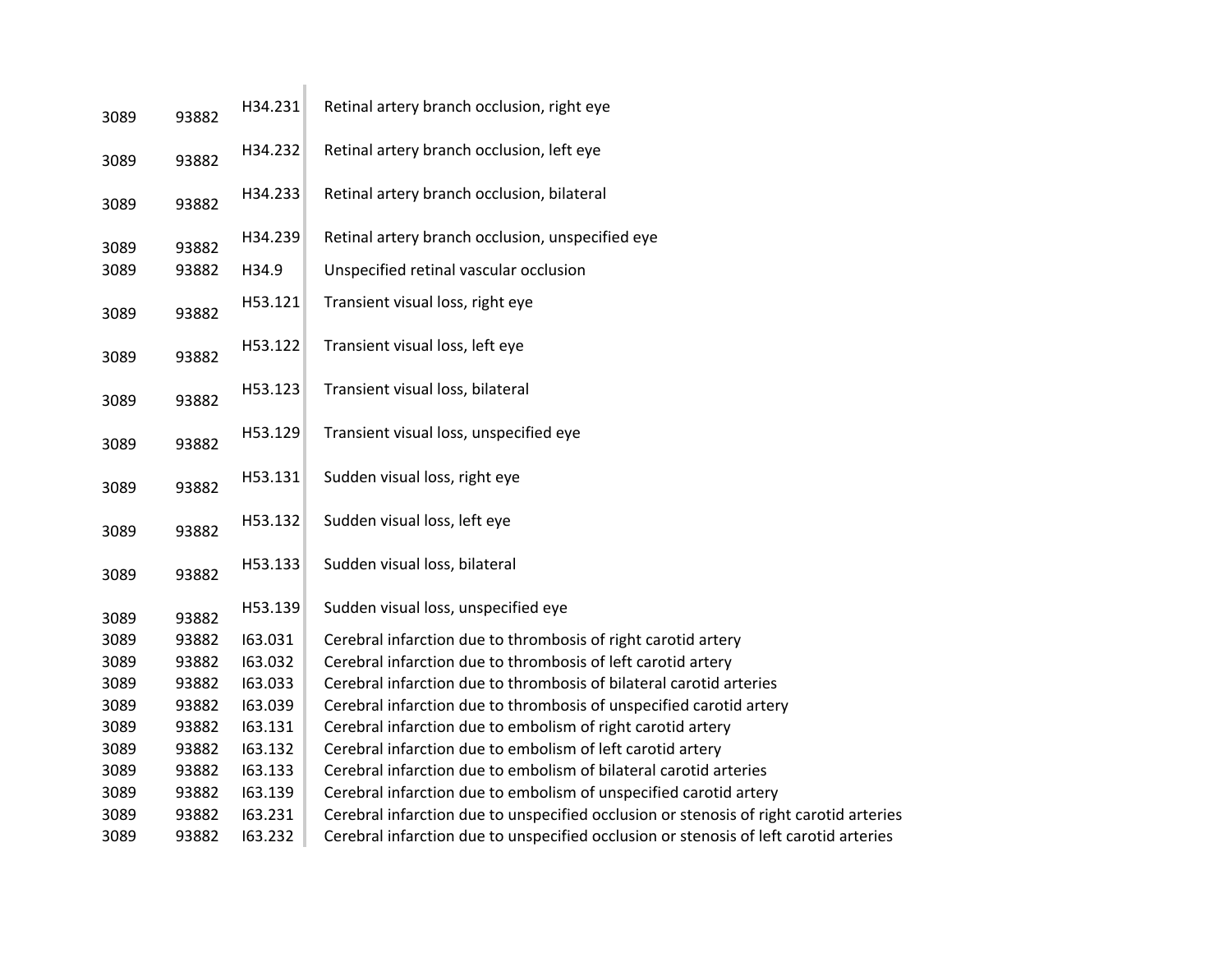| | | | |
|---|---|---|---|
| 3089 | 93882 | H34.231 | Retinal artery branch occlusion, right eye |
| 3089 | 93882 | H34.232 | Retinal artery branch occlusion, left eye |
| 3089 | 93882 | H34.233 | Retinal artery branch occlusion, bilateral |
| 3089 | 93882 | H34.239 | Retinal artery branch occlusion, unspecified eye |
| 3089 | 93882 | H34.9 | Unspecified retinal vascular occlusion |
| 3089 | 93882 | H53.121 | Transient visual loss, right eye |
| 3089 | 93882 | H53.122 | Transient visual loss, left eye |
| 3089 | 93882 | H53.123 | Transient visual loss, bilateral |
| 3089 | 93882 | H53.129 | Transient visual loss, unspecified eye |
| 3089 | 93882 | H53.131 | Sudden visual loss, right eye |
| 3089 | 93882 | H53.132 | Sudden visual loss, left eye |
| 3089 | 93882 | H53.133 | Sudden visual loss, bilateral |
| 3089 | 93882 | H53.139 | Sudden visual loss, unspecified eye |
| 3089 | 93882 | I63.031 | Cerebral infarction due to thrombosis of right carotid artery |
| 3089 | 93882 | I63.032 | Cerebral infarction due to thrombosis of left carotid artery |
| 3089 | 93882 | I63.033 | Cerebral infarction due to thrombosis of bilateral carotid arteries |
| 3089 | 93882 | I63.039 | Cerebral infarction due to thrombosis of unspecified carotid artery |
| 3089 | 93882 | I63.131 | Cerebral infarction due to embolism of right carotid artery |
| 3089 | 93882 | I63.132 | Cerebral infarction due to embolism of left carotid artery |
| 3089 | 93882 | I63.133 | Cerebral infarction due to embolism of bilateral carotid arteries |
| 3089 | 93882 | I63.139 | Cerebral infarction due to embolism of unspecified carotid artery |
| 3089 | 93882 | I63.231 | Cerebral infarction due to unspecified occlusion or stenosis of right carotid arteries |
| 3089 | 93882 | I63.232 | Cerebral infarction due to unspecified occlusion or stenosis of left carotid arteries |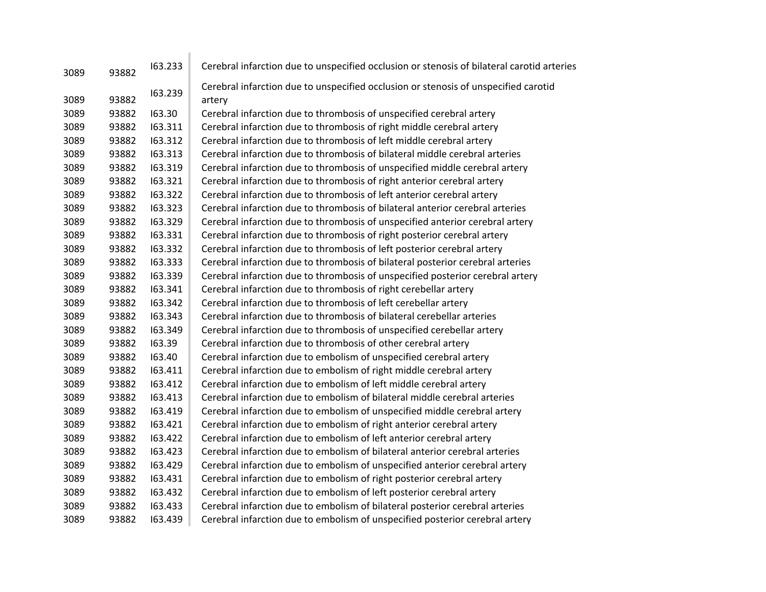| | | | |
|---|---|---|---|
| 3089 | 93882 | I63.233 | Cerebral infarction due to unspecified occlusion or stenosis of bilateral carotid arteries |
| 3089 | 93882 | I63.239 | Cerebral infarction due to unspecified occlusion or stenosis of unspecified carotid artery |
| 3089 | 93882 | I63.30 | Cerebral infarction due to thrombosis of unspecified cerebral artery |
| 3089 | 93882 | I63.311 | Cerebral infarction due to thrombosis of right middle cerebral artery |
| 3089 | 93882 | I63.312 | Cerebral infarction due to thrombosis of left middle cerebral artery |
| 3089 | 93882 | I63.313 | Cerebral infarction due to thrombosis of bilateral middle cerebral arteries |
| 3089 | 93882 | I63.319 | Cerebral infarction due to thrombosis of unspecified middle cerebral artery |
| 3089 | 93882 | I63.321 | Cerebral infarction due to thrombosis of right anterior cerebral artery |
| 3089 | 93882 | I63.322 | Cerebral infarction due to thrombosis of left anterior cerebral artery |
| 3089 | 93882 | I63.323 | Cerebral infarction due to thrombosis of bilateral anterior cerebral arteries |
| 3089 | 93882 | I63.329 | Cerebral infarction due to thrombosis of unspecified anterior cerebral artery |
| 3089 | 93882 | I63.331 | Cerebral infarction due to thrombosis of right posterior cerebral artery |
| 3089 | 93882 | I63.332 | Cerebral infarction due to thrombosis of left posterior cerebral artery |
| 3089 | 93882 | I63.333 | Cerebral infarction due to thrombosis of bilateral posterior cerebral arteries |
| 3089 | 93882 | I63.339 | Cerebral infarction due to thrombosis of unspecified posterior cerebral artery |
| 3089 | 93882 | I63.341 | Cerebral infarction due to thrombosis of right cerebellar artery |
| 3089 | 93882 | I63.342 | Cerebral infarction due to thrombosis of left cerebellar artery |
| 3089 | 93882 | I63.343 | Cerebral infarction due to thrombosis of bilateral cerebellar arteries |
| 3089 | 93882 | I63.349 | Cerebral infarction due to thrombosis of unspecified cerebellar artery |
| 3089 | 93882 | I63.39 | Cerebral infarction due to thrombosis of other cerebral artery |
| 3089 | 93882 | I63.40 | Cerebral infarction due to embolism of unspecified cerebral artery |
| 3089 | 93882 | I63.411 | Cerebral infarction due to embolism of right middle cerebral artery |
| 3089 | 93882 | I63.412 | Cerebral infarction due to embolism of left middle cerebral artery |
| 3089 | 93882 | I63.413 | Cerebral infarction due to embolism of bilateral middle cerebral arteries |
| 3089 | 93882 | I63.419 | Cerebral infarction due to embolism of unspecified middle cerebral artery |
| 3089 | 93882 | I63.421 | Cerebral infarction due to embolism of right anterior cerebral artery |
| 3089 | 93882 | I63.422 | Cerebral infarction due to embolism of left anterior cerebral artery |
| 3089 | 93882 | I63.423 | Cerebral infarction due to embolism of bilateral anterior cerebral arteries |
| 3089 | 93882 | I63.429 | Cerebral infarction due to embolism of unspecified anterior cerebral artery |
| 3089 | 93882 | I63.431 | Cerebral infarction due to embolism of right posterior cerebral artery |
| 3089 | 93882 | I63.432 | Cerebral infarction due to embolism of left posterior cerebral artery |
| 3089 | 93882 | I63.433 | Cerebral infarction due to embolism of bilateral posterior cerebral arteries |
| 3089 | 93882 | I63.439 | Cerebral infarction due to embolism of unspecified posterior cerebral artery |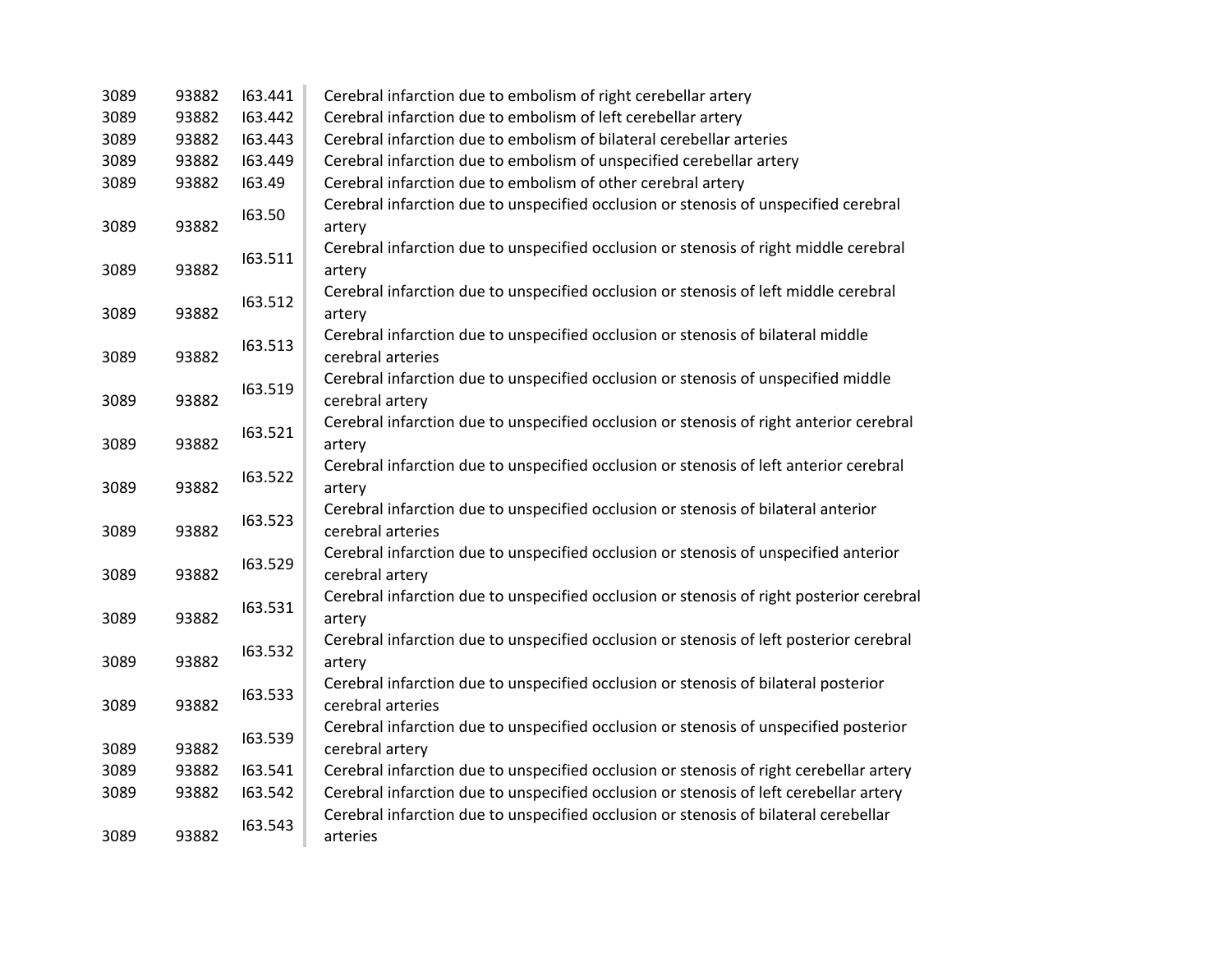| | | | |
|---|---|---|---|
| 3089 | 93882 | I63.441 | Cerebral infarction due to embolism of right cerebellar artery |
| 3089 | 93882 | I63.442 | Cerebral infarction due to embolism of left cerebellar artery |
| 3089 | 93882 | I63.443 | Cerebral infarction due to embolism of bilateral cerebellar arteries |
| 3089 | 93882 | I63.449 | Cerebral infarction due to embolism of unspecified cerebellar artery |
| 3089 | 93882 | I63.49 | Cerebral infarction due to embolism of other cerebral artery |
| 3089 | 93882 | I63.50 | Cerebral infarction due to unspecified occlusion or stenosis of unspecified cerebral artery |
| 3089 | 93882 | I63.511 | Cerebral infarction due to unspecified occlusion or stenosis of right middle cerebral artery |
| 3089 | 93882 | I63.512 | Cerebral infarction due to unspecified occlusion or stenosis of left middle cerebral artery |
| 3089 | 93882 | I63.513 | Cerebral infarction due to unspecified occlusion or stenosis of bilateral middle cerebral arteries |
| 3089 | 93882 | I63.519 | Cerebral infarction due to unspecified occlusion or stenosis of unspecified middle cerebral artery |
| 3089 | 93882 | I63.521 | Cerebral infarction due to unspecified occlusion or stenosis of right anterior cerebral artery |
| 3089 | 93882 | I63.522 | Cerebral infarction due to unspecified occlusion or stenosis of left anterior cerebral artery |
| 3089 | 93882 | I63.523 | Cerebral infarction due to unspecified occlusion or stenosis of bilateral anterior cerebral arteries |
| 3089 | 93882 | I63.529 | Cerebral infarction due to unspecified occlusion or stenosis of unspecified anterior cerebral artery |
| 3089 | 93882 | I63.531 | Cerebral infarction due to unspecified occlusion or stenosis of right posterior cerebral artery |
| 3089 | 93882 | I63.532 | Cerebral infarction due to unspecified occlusion or stenosis of left posterior cerebral artery |
| 3089 | 93882 | I63.533 | Cerebral infarction due to unspecified occlusion or stenosis of bilateral posterior cerebral arteries |
| 3089 | 93882 | I63.539 | Cerebral infarction due to unspecified occlusion or stenosis of unspecified posterior cerebral artery |
| 3089 | 93882 | I63.541 | Cerebral infarction due to unspecified occlusion or stenosis of right cerebellar artery |
| 3089 | 93882 | I63.542 | Cerebral infarction due to unspecified occlusion or stenosis of left cerebellar artery |
| 3089 | 93882 | I63.543 | Cerebral infarction due to unspecified occlusion or stenosis of bilateral cerebellar arteries |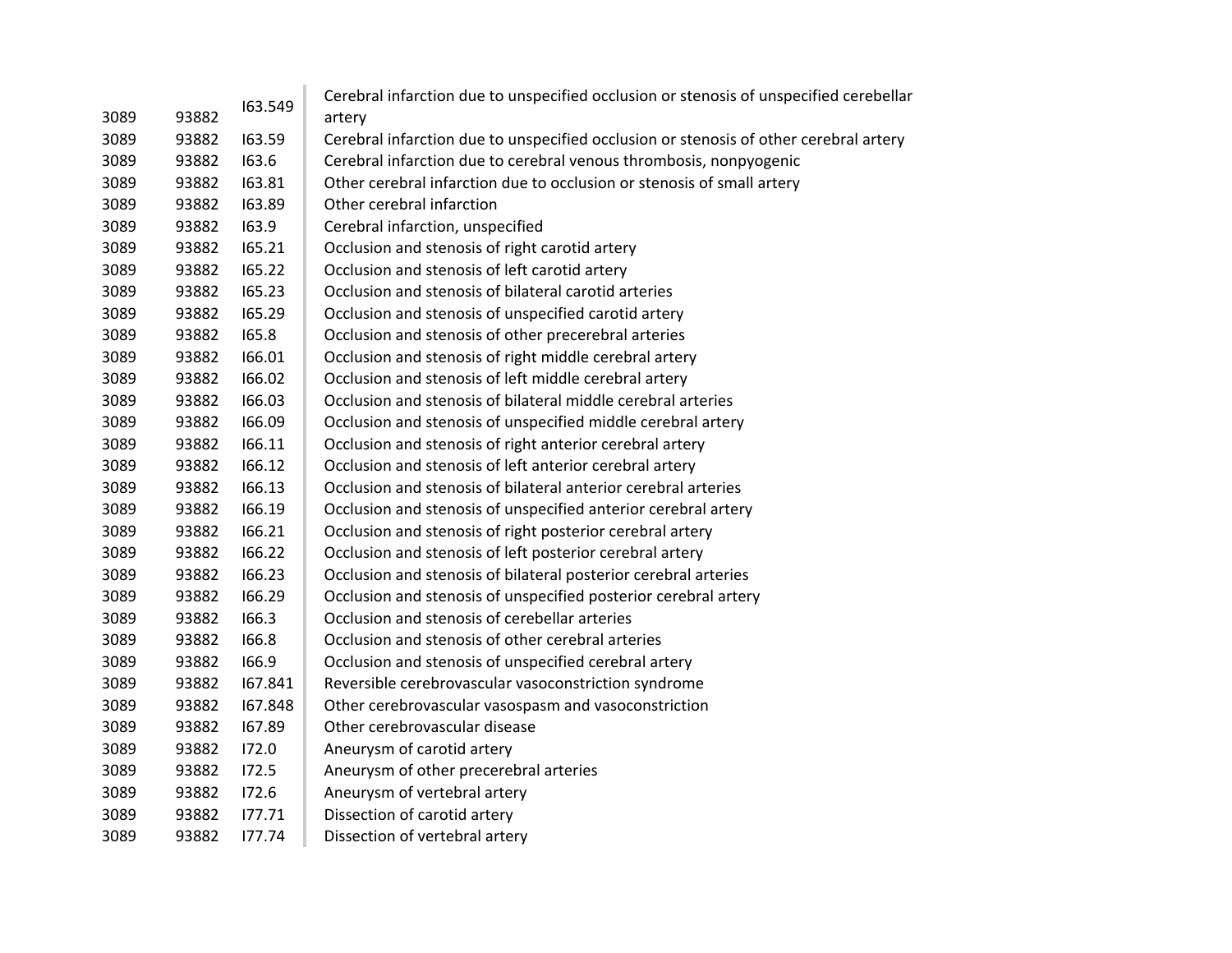| | | | |
|---|---|---|---|
| 3089 | 93882 | I63.549 | Cerebral infarction due to unspecified occlusion or stenosis of unspecified cerebellar artery |
| 3089 | 93882 | I63.59 | Cerebral infarction due to unspecified occlusion or stenosis of other cerebral artery |
| 3089 | 93882 | I63.6 | Cerebral infarction due to cerebral venous thrombosis, nonpyogenic |
| 3089 | 93882 | I63.81 | Other cerebral infarction due to occlusion or stenosis of small artery |
| 3089 | 93882 | I63.89 | Other cerebral infarction |
| 3089 | 93882 | I63.9 | Cerebral infarction, unspecified |
| 3089 | 93882 | I65.21 | Occlusion and stenosis of right carotid artery |
| 3089 | 93882 | I65.22 | Occlusion and stenosis of left carotid artery |
| 3089 | 93882 | I65.23 | Occlusion and stenosis of bilateral carotid arteries |
| 3089 | 93882 | I65.29 | Occlusion and stenosis of unspecified carotid artery |
| 3089 | 93882 | I65.8 | Occlusion and stenosis of other precerebral arteries |
| 3089 | 93882 | I66.01 | Occlusion and stenosis of right middle cerebral artery |
| 3089 | 93882 | I66.02 | Occlusion and stenosis of left middle cerebral artery |
| 3089 | 93882 | I66.03 | Occlusion and stenosis of bilateral middle cerebral arteries |
| 3089 | 93882 | I66.09 | Occlusion and stenosis of unspecified middle cerebral artery |
| 3089 | 93882 | I66.11 | Occlusion and stenosis of right anterior cerebral artery |
| 3089 | 93882 | I66.12 | Occlusion and stenosis of left anterior cerebral artery |
| 3089 | 93882 | I66.13 | Occlusion and stenosis of bilateral anterior cerebral arteries |
| 3089 | 93882 | I66.19 | Occlusion and stenosis of unspecified anterior cerebral artery |
| 3089 | 93882 | I66.21 | Occlusion and stenosis of right posterior cerebral artery |
| 3089 | 93882 | I66.22 | Occlusion and stenosis of left posterior cerebral artery |
| 3089 | 93882 | I66.23 | Occlusion and stenosis of bilateral posterior cerebral arteries |
| 3089 | 93882 | I66.29 | Occlusion and stenosis of unspecified posterior cerebral artery |
| 3089 | 93882 | I66.3 | Occlusion and stenosis of cerebellar arteries |
| 3089 | 93882 | I66.8 | Occlusion and stenosis of other cerebral arteries |
| 3089 | 93882 | I66.9 | Occlusion and stenosis of unspecified cerebral artery |
| 3089 | 93882 | I67.841 | Reversible cerebrovascular vasoconstriction syndrome |
| 3089 | 93882 | I67.848 | Other cerebrovascular vasospasm and vasoconstriction |
| 3089 | 93882 | I67.89 | Other cerebrovascular disease |
| 3089 | 93882 | I72.0 | Aneurysm of carotid artery |
| 3089 | 93882 | I72.5 | Aneurysm of other precerebral arteries |
| 3089 | 93882 | I72.6 | Aneurysm of vertebral artery |
| 3089 | 93882 | I77.71 | Dissection of carotid artery |
| 3089 | 93882 | I77.74 | Dissection of vertebral artery |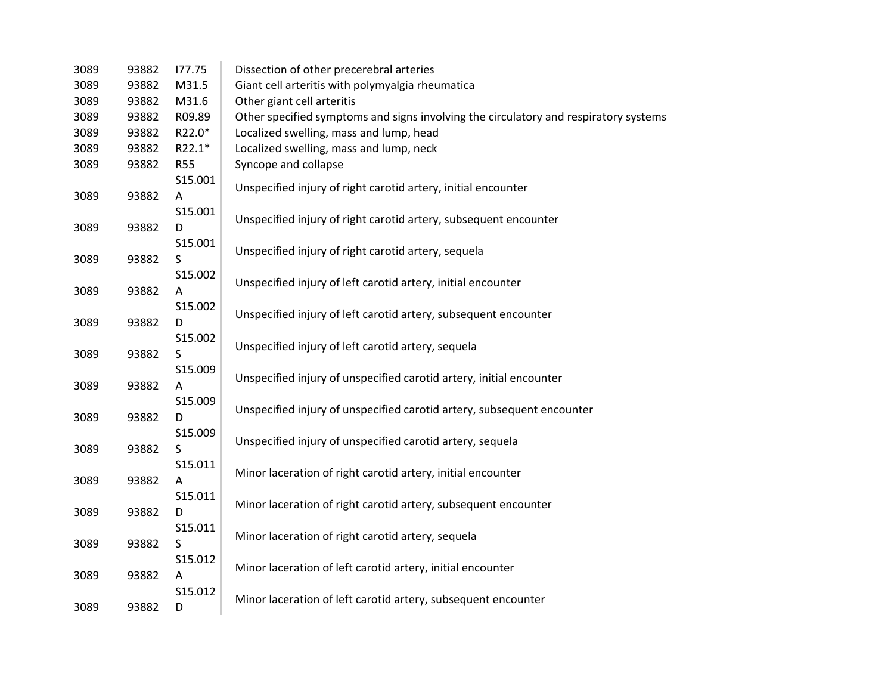| | | | |
|---|---|---|---|
| 3089 | 93882 | I77.75 | Dissection of other precerebral arteries |
| 3089 | 93882 | M31.5 | Giant cell arteritis with polymyalgia rheumatica |
| 3089 | 93882 | M31.6 | Other giant cell arteritis |
| 3089 | 93882 | R09.89 | Other specified symptoms and signs involving the circulatory and respiratory systems |
| 3089 | 93882 | R22.0* | Localized swelling, mass and lump, head |
| 3089 | 93882 | R22.1* | Localized swelling, mass and lump, neck |
| 3089 | 93882 | R55 | Syncope and collapse |
| 3089 | 93882 | S15.001A | Unspecified injury of right carotid artery, initial encounter |
| 3089 | 93882 | S15.001D | Unspecified injury of right carotid artery, subsequent encounter |
| 3089 | 93882 | S15.001S | Unspecified injury of right carotid artery, sequela |
| 3089 | 93882 | S15.002A | Unspecified injury of left carotid artery, initial encounter |
| 3089 | 93882 | S15.002D | Unspecified injury of left carotid artery, subsequent encounter |
| 3089 | 93882 | S15.002S | Unspecified injury of left carotid artery, sequela |
| 3089 | 93882 | S15.009A | Unspecified injury of unspecified carotid artery, initial encounter |
| 3089 | 93882 | S15.009D | Unspecified injury of unspecified carotid artery, subsequent encounter |
| 3089 | 93882 | S15.009S | Unspecified injury of unspecified carotid artery, sequela |
| 3089 | 93882 | S15.011A | Minor laceration of right carotid artery, initial encounter |
| 3089 | 93882 | S15.011D | Minor laceration of right carotid artery, subsequent encounter |
| 3089 | 93882 | S15.011S | Minor laceration of right carotid artery, sequela |
| 3089 | 93882 | S15.012A | Minor laceration of left carotid artery, initial encounter |
| 3089 | 93882 | S15.012D | Minor laceration of left carotid artery, subsequent encounter |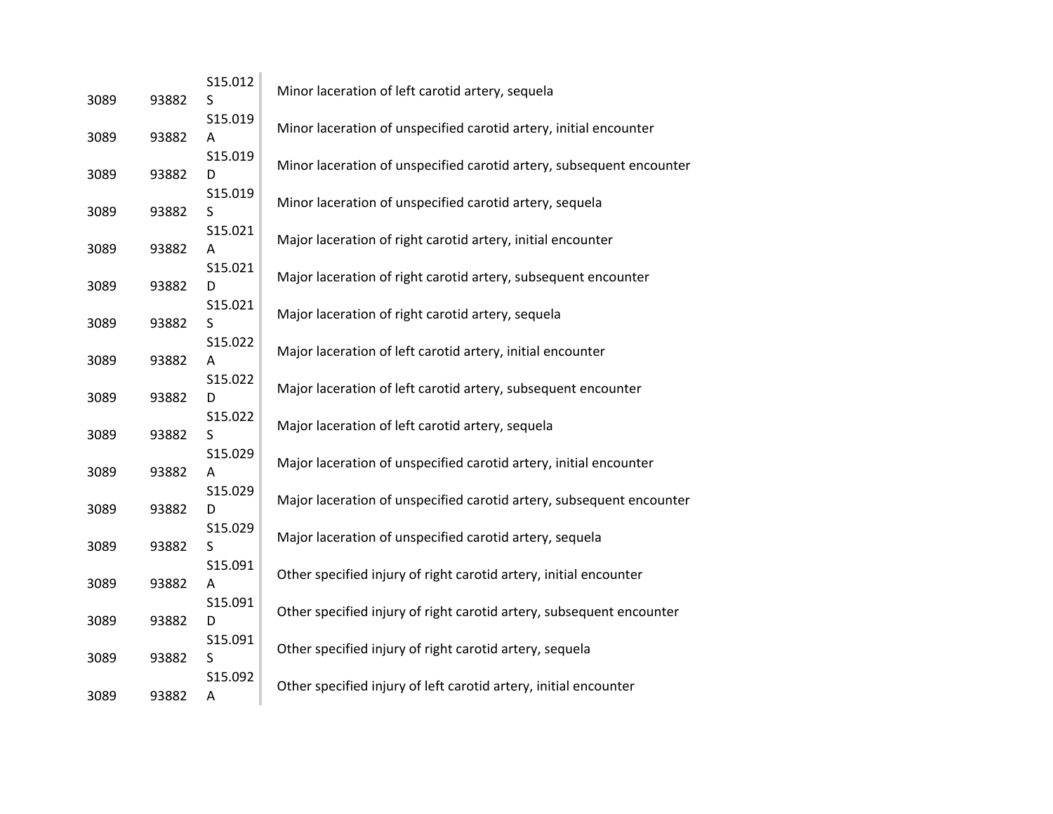| | | | |
|---|---|---|---|
| 3089 | 93882 | S15.012S | Minor laceration of left carotid artery, sequela |
| 3089 | 93882 | S15.019A | Minor laceration of unspecified carotid artery, initial encounter |
| 3089 | 93882 | S15.019D | Minor laceration of unspecified carotid artery, subsequent encounter |
| 3089 | 93882 | S15.019S | Minor laceration of unspecified carotid artery, sequela |
| 3089 | 93882 | S15.021A | Major laceration of right carotid artery, initial encounter |
| 3089 | 93882 | S15.021D | Major laceration of right carotid artery, subsequent encounter |
| 3089 | 93882 | S15.021S | Major laceration of right carotid artery, sequela |
| 3089 | 93882 | S15.022A | Major laceration of left carotid artery, initial encounter |
| 3089 | 93882 | S15.022D | Major laceration of left carotid artery, subsequent encounter |
| 3089 | 93882 | S15.022S | Major laceration of left carotid artery, sequela |
| 3089 | 93882 | S15.029A | Major laceration of unspecified carotid artery, initial encounter |
| 3089 | 93882 | S15.029D | Major laceration of unspecified carotid artery, subsequent encounter |
| 3089 | 93882 | S15.029S | Major laceration of unspecified carotid artery, sequela |
| 3089 | 93882 | S15.091A | Other specified injury of right carotid artery, initial encounter |
| 3089 | 93882 | S15.091D | Other specified injury of right carotid artery, subsequent encounter |
| 3089 | 93882 | S15.091S | Other specified injury of right carotid artery, sequela |
| 3089 | 93882 | S15.092A | Other specified injury of left carotid artery, initial encounter |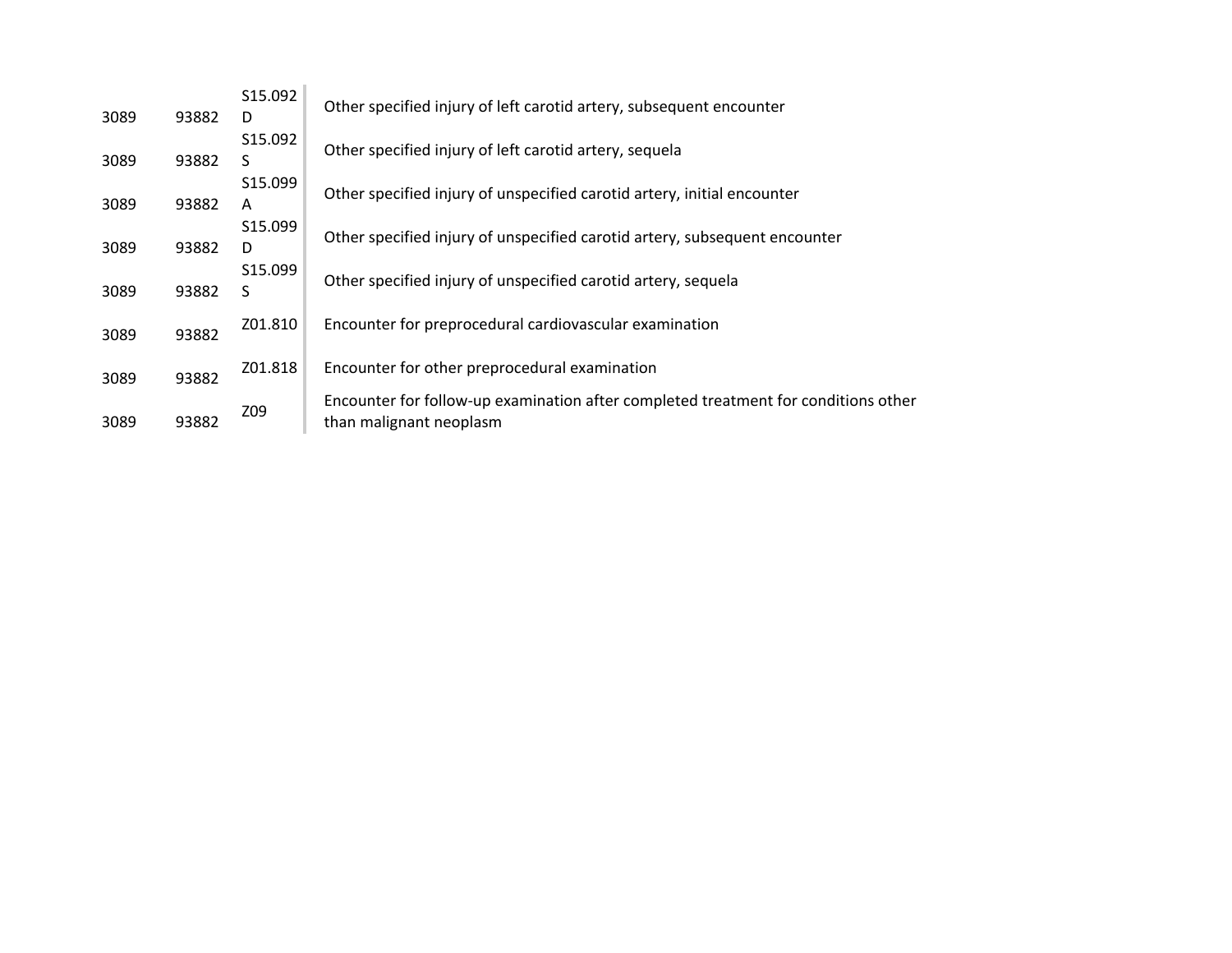| | | | |
|---|---|---|---|
| 3089 | 93882 | S15.092D | Other specified injury of left carotid artery, subsequent encounter |
| 3089 | 93882 | S15.092S | Other specified injury of left carotid artery, sequela |
| 3089 | 93882 | S15.099A | Other specified injury of unspecified carotid artery, initial encounter |
| 3089 | 93882 | S15.099D | Other specified injury of unspecified carotid artery, subsequent encounter |
| 3089 | 93882 | S15.099S | Other specified injury of unspecified carotid artery, sequela |
| 3089 | 93882 | Z01.810 | Encounter for preprocedural cardiovascular examination |
| 3089 | 93882 | Z01.818 | Encounter for other preprocedural examination |
| 3089 | 93882 | Z09 | Encounter for follow-up examination after completed treatment for conditions other than malignant neoplasm |